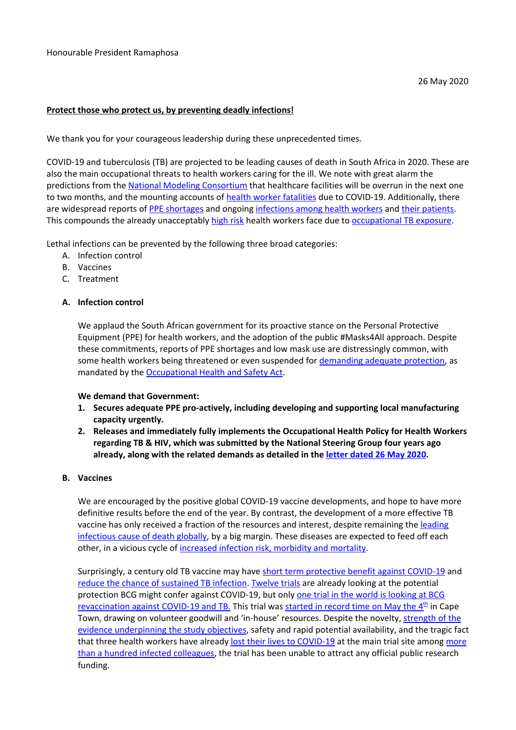Honourable President Ramaphosa

26 May 2020

**Protect those who protect us, by preventing deadly infections!**

We thank you for your courageous leadership during these unprecedented times.

COVID-19 and tuberculosis (TB) are projected to be leading causes of death in South Africa in 2020. These are also the main occupational threats to health workers caring for the ill. We note with great alarm the predictions from the National Modeling Consortium that healthcare facilities will be overrun in the next one to two months, and the mounting accounts of health worker fatalities due to COVID-19. Additionally, there are widespread reports of PPE shortages and ongoing infections among health workers and their patients. This compounds the already unacceptably high risk health workers face due to occupational TB exposure.

Lethal infections can be prevented by the following three broad categories:

A. Infection control
B. Vaccines
C. Treatment

**A. Infection control**

We applaud the South African government for its proactive stance on the Personal Protective Equipment (PPE) for health workers, and the adoption of the public #Masks4All approach. Despite these commitments, reports of PPE shortages and low mask use are distressingly common, with some health workers being threatened or even suspended for demanding adequate protection, as mandated by the Occupational Health and Safety Act.

**We demand that Government:**

1. **Secures adequate PPE pro-actively, including developing and supporting local manufacturing capacity urgently.**
2. **Releases and immediately fully implements the Occupational Health Policy for Health Workers regarding TB & HIV, which was submitted by the National Steering Group four years ago already, along with the related demands as detailed in the letter dated 26 May 2020.**

**B. Vaccines**

We are encouraged by the positive global COVID-19 vaccine developments, and hope to have more definitive results before the end of the year. By contrast, the development of a more effective TB vaccine has only received a fraction of the resources and interest, despite remaining the leading infectious cause of death globally, by a big margin. These diseases are expected to feed off each other, in a vicious cycle of increased infection risk, morbidity and mortality.

Surprisingly, a century old TB vaccine may have short term protective benefit against COVID-19 and reduce the chance of sustained TB infection. Twelve trials are already looking at the potential protection BCG might confer against COVID-19, but only one trial in the world is looking at BCG revaccination against COVID-19 and TB. This trial was started in record time on May the 4th in Cape Town, drawing on volunteer goodwill and 'in-house' resources. Despite the novelty, strength of the evidence underpinning the study objectives, safety and rapid potential availability, and the tragic fact that three health workers have already lost their lives to COVID-19 at the main trial site among more than a hundred infected colleagues, the trial has been unable to attract any official public research funding.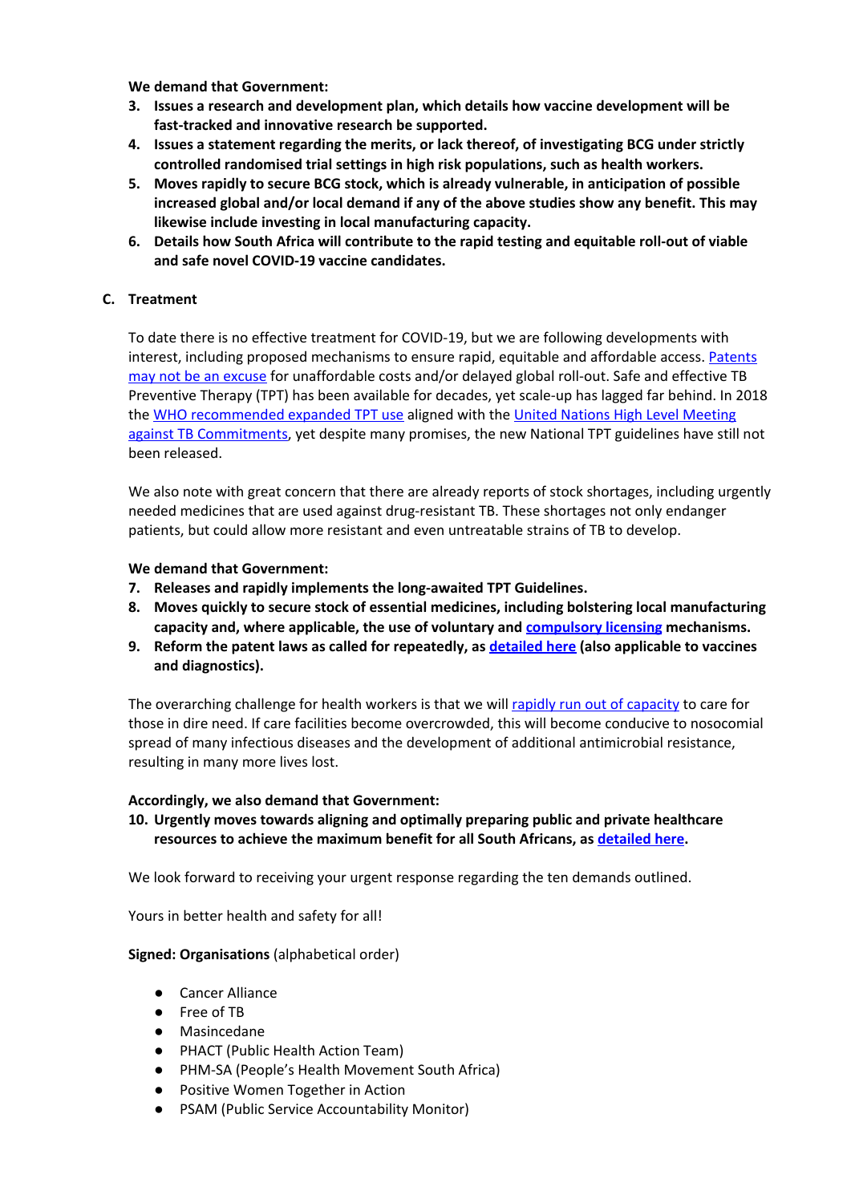**We demand that Government:**

3. **Issues a research and development plan, which details how vaccine development will be fast-tracked and innovative research be supported.**
4. **Issues a statement regarding the merits, or lack thereof, of investigating BCG under strictly controlled randomised trial settings in high risk populations, such as health workers.**
5. **Moves rapidly to secure BCG stock, which is already vulnerable, in anticipation of possible increased global and/or local demand if any of the above studies show any benefit. This may likewise include investing in local manufacturing capacity.**
6. **Details how South Africa will contribute to the rapid testing and equitable roll-out of viable and safe novel COVID-19 vaccine candidates.**

## C. Treatment

To date there is no effective treatment for COVID-19, but we are following developments with interest, including proposed mechanisms to ensure rapid, equitable and affordable access. Patents may not be an excuse for unaffordable costs and/or delayed global roll-out. Safe and effective TB Preventive Therapy (TPT) has been available for decades, yet scale-up has lagged far behind. In 2018 the WHO recommended expanded TPT use aligned with the United Nations High Level Meeting against TB Commitments, yet despite many promises, the new National TPT guidelines have still not been released.

We also note with great concern that there are already reports of stock shortages, including urgently needed medicines that are used against drug-resistant TB. These shortages not only endanger patients, but could allow more resistant and even untreatable strains of TB to develop.

**We demand that Government:**

7. **Releases and rapidly implements the long-awaited TPT Guidelines.**
8. **Moves quickly to secure stock of essential medicines, including bolstering local manufacturing capacity and, where applicable, the use of voluntary and compulsory licensing mechanisms.**
9. **Reform the patent laws as called for repeatedly, as detailed here (also applicable to vaccines and diagnostics).**

The overarching challenge for health workers is that we will rapidly run out of capacity to care for those in dire need. If care facilities become overcrowded, this will become conducive to nosocomial spread of many infectious diseases and the development of additional antimicrobial resistance, resulting in many more lives lost.

**Accordingly, we also demand that Government:**

10. **Urgently moves towards aligning and optimally preparing public and private healthcare resources to achieve the maximum benefit for all South Africans, as detailed here.**

We look forward to receiving your urgent response regarding the ten demands outlined.

Yours in better health and safety for all!

**Signed: Organisations** (alphabetical order)

- Cancer Alliance
- Free of TB
- Masincedane
- PHACT (Public Health Action Team)
- PHM-SA (People's Health Movement South Africa)
- Positive Women Together in Action
- PSAM (Public Service Accountability Monitor)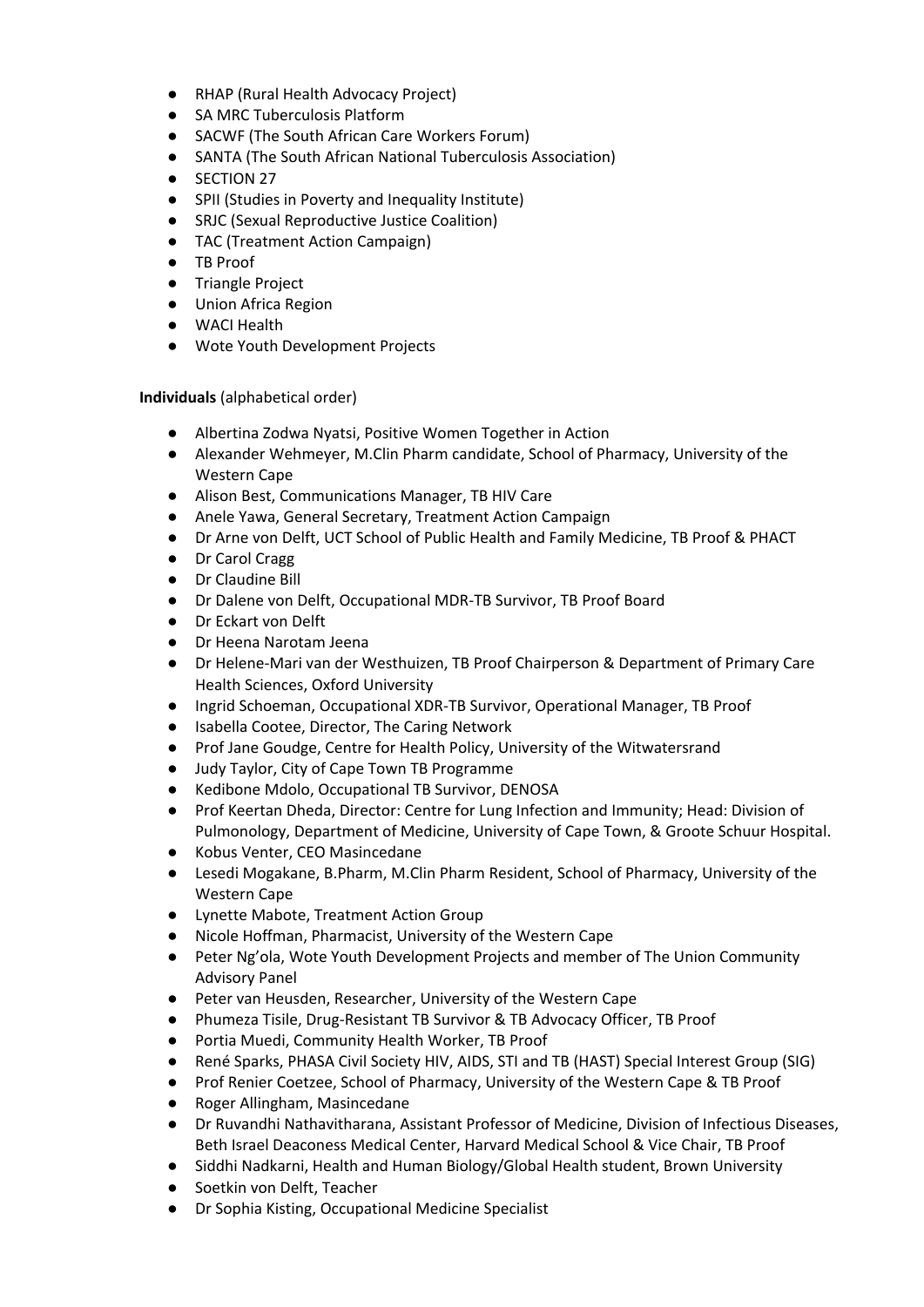- RHAP (Rural Health Advocacy Project)
- SA MRC Tuberculosis Platform
- SACWF (The South African Care Workers Forum)
- SANTA (The South African National Tuberculosis Association)
- SECTION 27
- SPII (Studies in Poverty and Inequality Institute)
- SRJC (Sexual Reproductive Justice Coalition)
- TAC (Treatment Action Campaign)
- TB Proof
- Triangle Project
- Union Africa Region
- WACI Health
- Wote Youth Development Projects

**Individuals** (alphabetical order)

- Albertina Zodwa Nyatsi, Positive Women Together in Action
- Alexander Wehmeyer, M.Clin Pharm candidate, School of Pharmacy, University of the Western Cape
- Alison Best, Communications Manager, TB HIV Care
- Anele Yawa, General Secretary, Treatment Action Campaign
- Dr Arne von Delft, UCT School of Public Health and Family Medicine, TB Proof & PHACT
- Dr Carol Cragg
- Dr Claudine Bill
- Dr Dalene von Delft, Occupational MDR-TB Survivor, TB Proof Board
- Dr Eckart von Delft
- Dr Heena Narotam Jeena
- Dr Helene-Mari van der Westhuizen, TB Proof Chairperson & Department of Primary Care Health Sciences, Oxford University
- Ingrid Schoeman, Occupational XDR-TB Survivor, Operational Manager, TB Proof
- Isabella Cootee, Director, The Caring Network
- Prof Jane Goudge, Centre for Health Policy, University of the Witwatersrand
- Judy Taylor, City of Cape Town TB Programme
- Kedibone Mdolo, Occupational TB Survivor, DENOSA
- Prof Keertan Dheda, Director: Centre for Lung Infection and Immunity; Head: Division of Pulmonology, Department of Medicine, University of Cape Town, & Groote Schuur Hospital.
- Kobus Venter, CEO Masincedane
- Lesedi Mogakane, B.Pharm, M.Clin Pharm Resident, School of Pharmacy, University of the Western Cape
- Lynette Mabote, Treatment Action Group
- Nicole Hoffman, Pharmacist, University of the Western Cape
- Peter Ng'ola, Wote Youth Development Projects and member of The Union Community Advisory Panel
- Peter van Heusden, Researcher, University of the Western Cape
- Phumeza Tisile, Drug-Resistant TB Survivor & TB Advocacy Officer, TB Proof
- Portia Muedi, Community Health Worker, TB Proof
- René Sparks, PHASA Civil Society HIV, AIDS, STI and TB (HAST) Special Interest Group (SIG)
- Prof Renier Coetzee, School of Pharmacy, University of the Western Cape & TB Proof
- Roger Allingham, Masincedane
- Dr Ruvandhi Nathavitharana, Assistant Professor of Medicine, Division of Infectious Diseases, Beth Israel Deaconess Medical Center, Harvard Medical School & Vice Chair, TB Proof
- Siddhi Nadkarni, Health and Human Biology/Global Health student, Brown University
- Soetkin von Delft, Teacher
- Dr Sophia Kisting, Occupational Medicine Specialist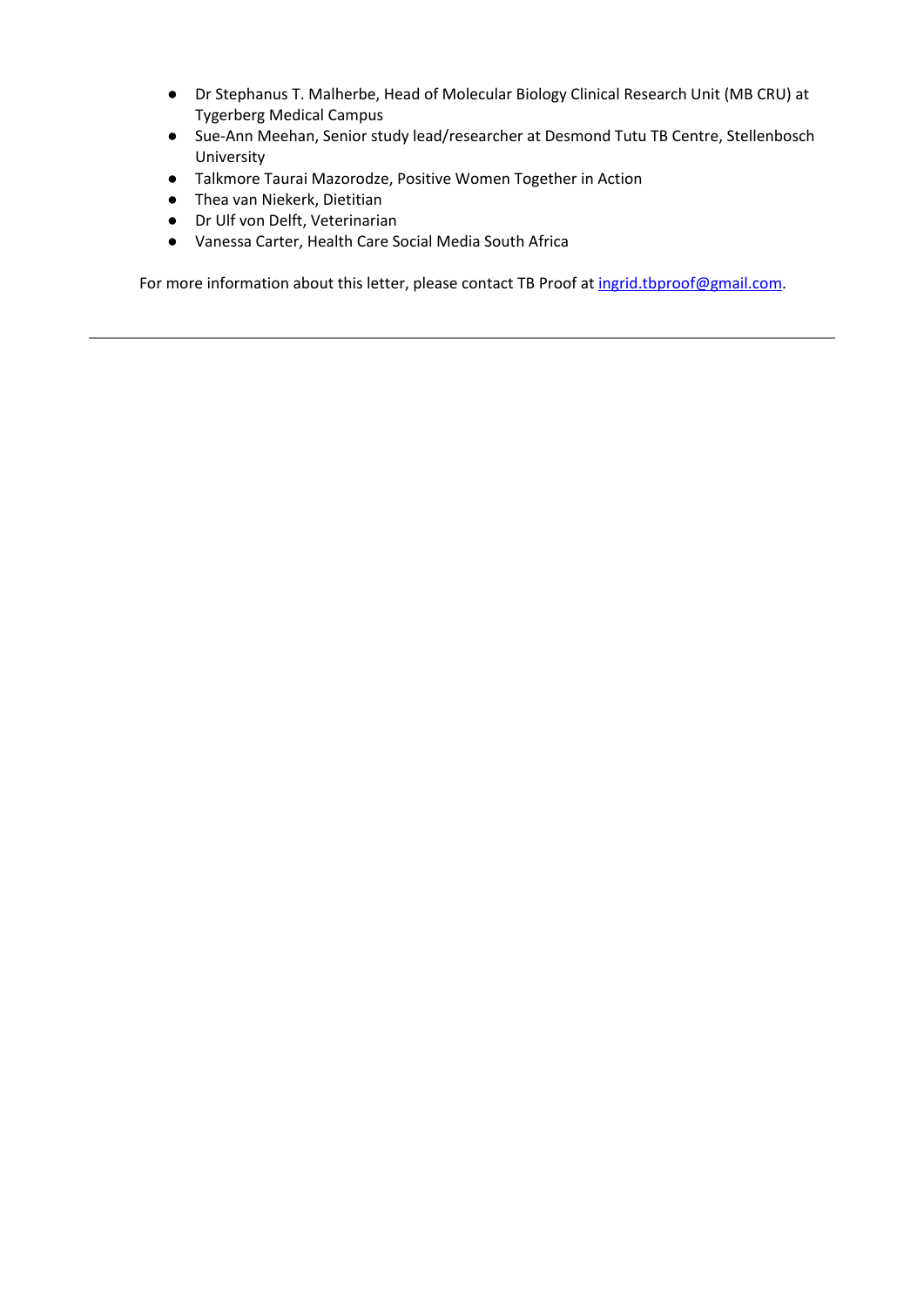- Dr Stephanus T. Malherbe, Head of Molecular Biology Clinical Research Unit (MB CRU) at Tygerberg Medical Campus
- Sue-Ann Meehan, Senior study lead/researcher at Desmond Tutu TB Centre, Stellenbosch University
- Talkmore Taurai Mazorodze, Positive Women Together in Action
- Thea van Niekerk, Dietitian
- Dr Ulf von Delft, Veterinarian
- Vanessa Carter, Health Care Social Media South Africa

For more information about this letter, please contact TB Proof at ingrid.tbproof@gmail.com.

---